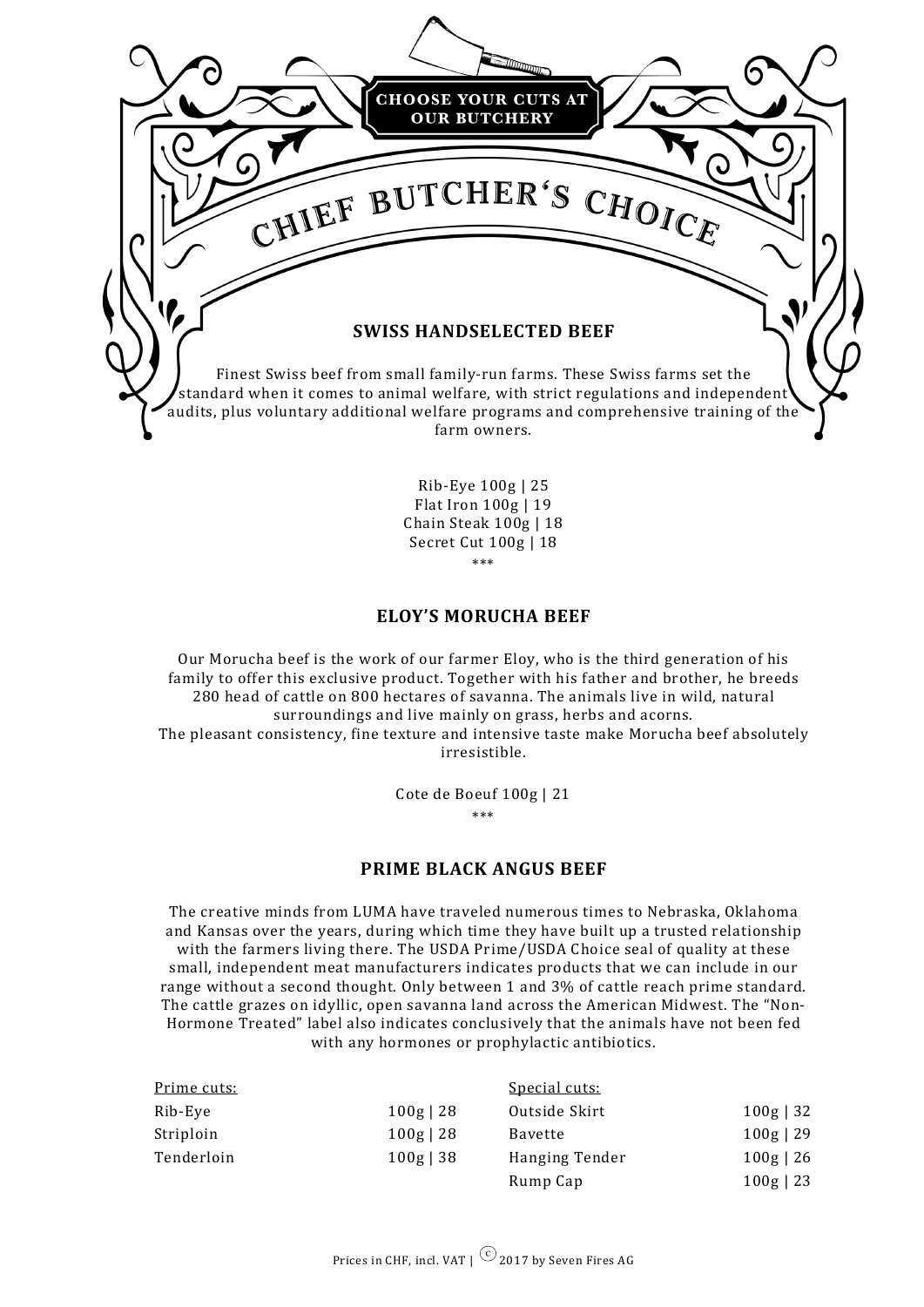CHOOSE YOUR CUTS AT OUR BUTCHERY

# CHIEF BUTCHER'S CHOICE

## SWISS HANDSELECTED BEEF

Finest Swiss beef from small family-run farms. These Swiss farms set the standard when it comes to animal welfare, with strict regulations and independent audits, plus voluntary additional welfare programs and comprehensive training of the farm owners.

Rib-Eye 100g | 25
Flat Iron 100g | 19
Chain Steak 100g | 18
Secret Cut 100g | 18

***

## ELOY'S MORUCHA BEEF

Our Morucha beef is the work of our farmer Eloy, who is the third generation of his family to offer this exclusive product. Together with his father and brother, he breeds 280 head of cattle on 800 hectares of savanna. The animals live in wild, natural surroundings and live mainly on grass, herbs and acorns.
The pleasant consistency, fine texture and intensive taste make Morucha beef absolutely irresistible.

Cote de Boeuf 100g | 21

***

## PRIME BLACK ANGUS BEEF

The creative minds from LUMA have traveled numerous times to Nebraska, Oklahoma and Kansas over the years, during which time they have built up a trusted relationship with the farmers living there. The USDA Prime/USDA Choice seal of quality at these small, independent meat manufacturers indicates products that we can include in our range without a second thought. Only between 1 and 3% of cattle reach prime standard. The cattle grazes on idyllic, open savanna land across the American Midwest. The "Non-Hormone Treated" label also indicates conclusively that the animals have not been fed with any hormones or prophylactic antibiotics.

| Prime cuts: | | Special cuts: | |
|---|---|---|---|
| Rib-Eye | 100g \| 28 | Outside Skirt | 100g \| 32 |
| Striploin | 100g \| 28 | Bavette | 100g \| 29 |
| Tenderloin | 100g \| 38 | Hanging Tender | 100g \| 26 |
| | | Rump Cap | 100g \| 23 |

Prices in CHF, incl. VAT | © 2017 by Seven Fires AG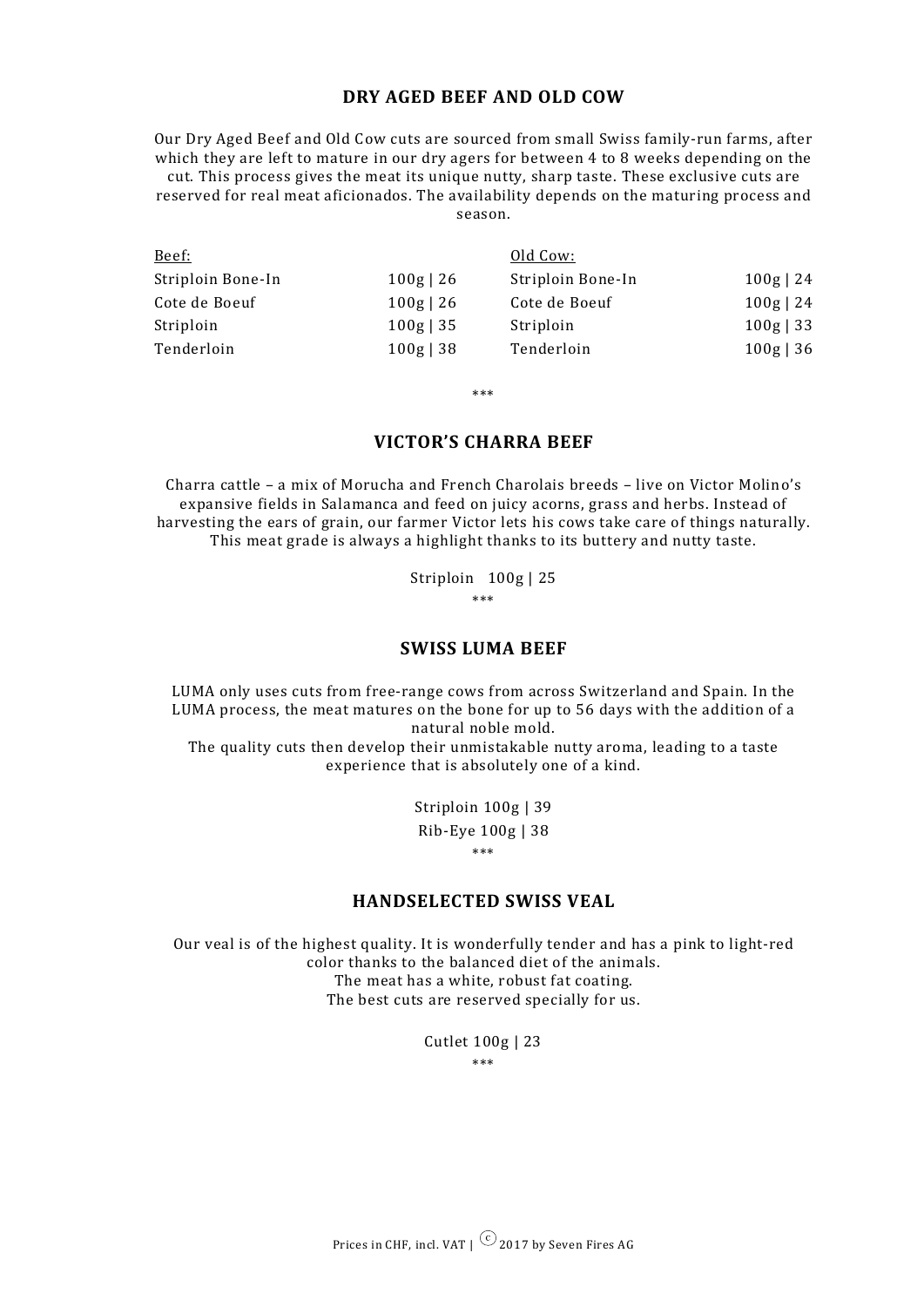## DRY AGED BEEF AND OLD COW

Our Dry Aged Beef and Old Cow cuts are sourced from small Swiss family-run farms, after which they are left to mature in our dry agers for between 4 to 8 weeks depending on the cut. This process gives the meat its unique nutty, sharp taste. These exclusive cuts are reserved for real meat aficionados. The availability depends on the maturing process and season.

| Beef: | | Old Cow: | |
|---|---|---|---|
| Striploin Bone-In | 100g \| 26 | Striploin Bone-In | 100g \| 24 |
| Cote de Boeuf | 100g \| 26 | Cote de Boeuf | 100g \| 24 |
| Striploin | 100g \| 35 | Striploin | 100g \| 33 |
| Tenderloin | 100g \| 38 | Tenderloin | 100g \| 36 |

***

## VICTOR'S CHARRA BEEF

Charra cattle – a mix of Morucha and French Charolais breeds – live on Victor Molino's expansive fields in Salamanca and feed on juicy acorns, grass and herbs. Instead of harvesting the ears of grain, our farmer Victor lets his cows take care of things naturally. This meat grade is always a highlight thanks to its buttery and nutty taste.

Striploin 100g | 25

***

## SWISS LUMA BEEF

LUMA only uses cuts from free-range cows from across Switzerland and Spain. In the LUMA process, the meat matures on the bone for up to 56 days with the addition of a natural noble mold.

The quality cuts then develop their unmistakable nutty aroma, leading to a taste experience that is absolutely one of a kind.

Striploin 100g | 39

Rib-Eye 100g | 38

***

## HANDSELECTED SWISS VEAL

Our veal is of the highest quality. It is wonderfully tender and has a pink to light-red color thanks to the balanced diet of the animals.
The meat has a white, robust fat coating.
The best cuts are reserved specially for us.

Cutlet 100g | 23

***

Prices in CHF, incl. VAT | © 2017 by Seven Fires AG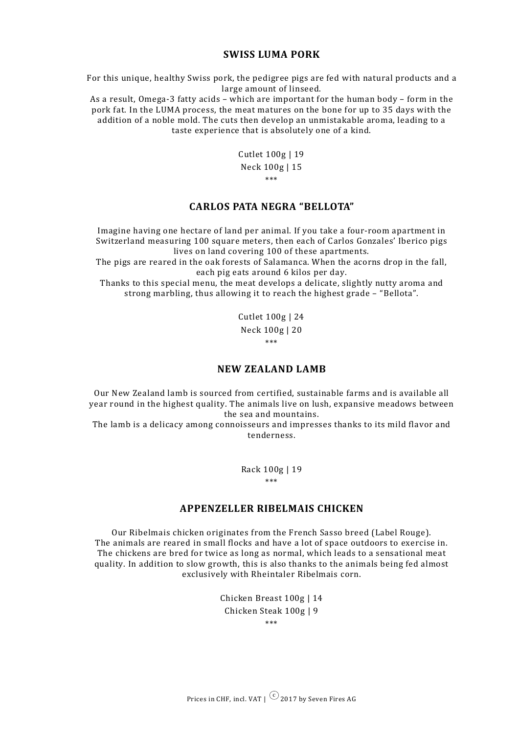## SWISS LUMA PORK

For this unique, healthy Swiss pork, the pedigree pigs are fed with natural products and a large amount of linseed.
As a result, Omega-3 fatty acids – which are important for the human body – form in the pork fat. In the LUMA process, the meat matures on the bone for up to 35 days with the addition of a noble mold. The cuts then develop an unmistakable aroma, leading to a taste experience that is absolutely one of a kind.

Cutlet 100g | 19
Neck 100g | 15

***

## CARLOS PATA NEGRA "BELLOTA"

Imagine having one hectare of land per animal. If you take a four-room apartment in Switzerland measuring 100 square meters, then each of Carlos Gonzales' Iberico pigs lives on land covering 100 of these apartments.
The pigs are reared in the oak forests of Salamanca. When the acorns drop in the fall, each pig eats around 6 kilos per day.
Thanks to this special menu, the meat develops a delicate, slightly nutty aroma and strong marbling, thus allowing it to reach the highest grade – "Bellota".

Cutlet 100g | 24
Neck 100g | 20

***

## NEW ZEALAND LAMB

Our New Zealand lamb is sourced from certified, sustainable farms and is available all year round in the highest quality. The animals live on lush, expansive meadows between the sea and mountains.
The lamb is a delicacy among connoisseurs and impresses thanks to its mild flavor and tenderness.

Rack 100g | 19

***

## APPENZELLER RIBELMAIS CHICKEN

Our Ribelmais chicken originates from the French Sasso breed (Label Rouge).
The animals are reared in small flocks and have a lot of space outdoors to exercise in. The chickens are bred for twice as long as normal, which leads to a sensational meat quality. In addition to slow growth, this is also thanks to the animals being fed almost exclusively with Rheintaler Ribelmais corn.

Chicken Breast 100g | 14
Chicken Steak 100g | 9

***

Prices in CHF, incl. VAT | © 2017 by Seven Fires AG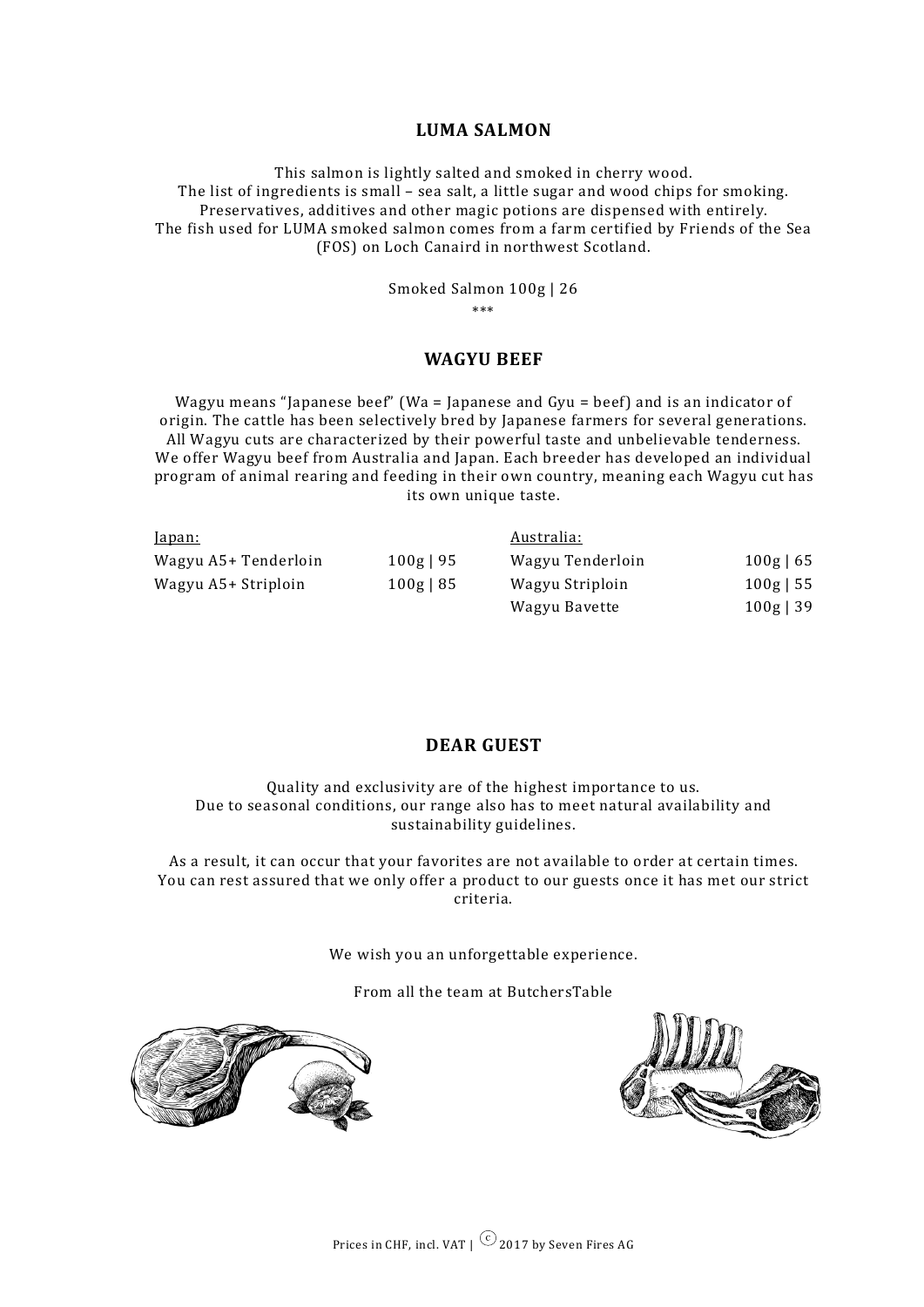## LUMA SALMON

This salmon is lightly salted and smoked in cherry wood.
The list of ingredients is small – sea salt, a little sugar and wood chips for smoking.
Preservatives, additives and other magic potions are dispensed with entirely.
The fish used for LUMA smoked salmon comes from a farm certified by Friends of the Sea (FOS) on Loch Canaird in northwest Scotland.

Smoked Salmon 100g | 26

***

## WAGYU BEEF

Wagyu means "Japanese beef" (Wa = Japanese and Gyu = beef) and is an indicator of origin. The cattle has been selectively bred by Japanese farmers for several generations. All Wagyu cuts are characterized by their powerful taste and unbelievable tenderness. We offer Wagyu beef from Australia and Japan. Each breeder has developed an individual program of animal rearing and feeding in their own country, meaning each Wagyu cut has its own unique taste.

| | | | |
|---|---|---|---|
| Japan: | | Australia: | |
| Wagyu A5+ Tenderloin | 100g \| 95 | Wagyu Tenderloin | 100g \| 65 |
| Wagyu A5+ Striploin | 100g \| 85 | Wagyu Striploin | 100g \| 55 |
| | | Wagyu Bavette | 100g \| 39 |

## DEAR GUEST

Quality and exclusivity are of the highest importance to us.
Due to seasonal conditions, our range also has to meet natural availability and sustainability guidelines.

As a result, it can occur that your favorites are not available to order at certain times.
You can rest assured that we only offer a product to our guests once it has met our strict criteria.

We wish you an unforgettable experience.

From all the team at ButchersTable

Prices in CHF, incl. VAT | © 2017 by Seven Fires AG